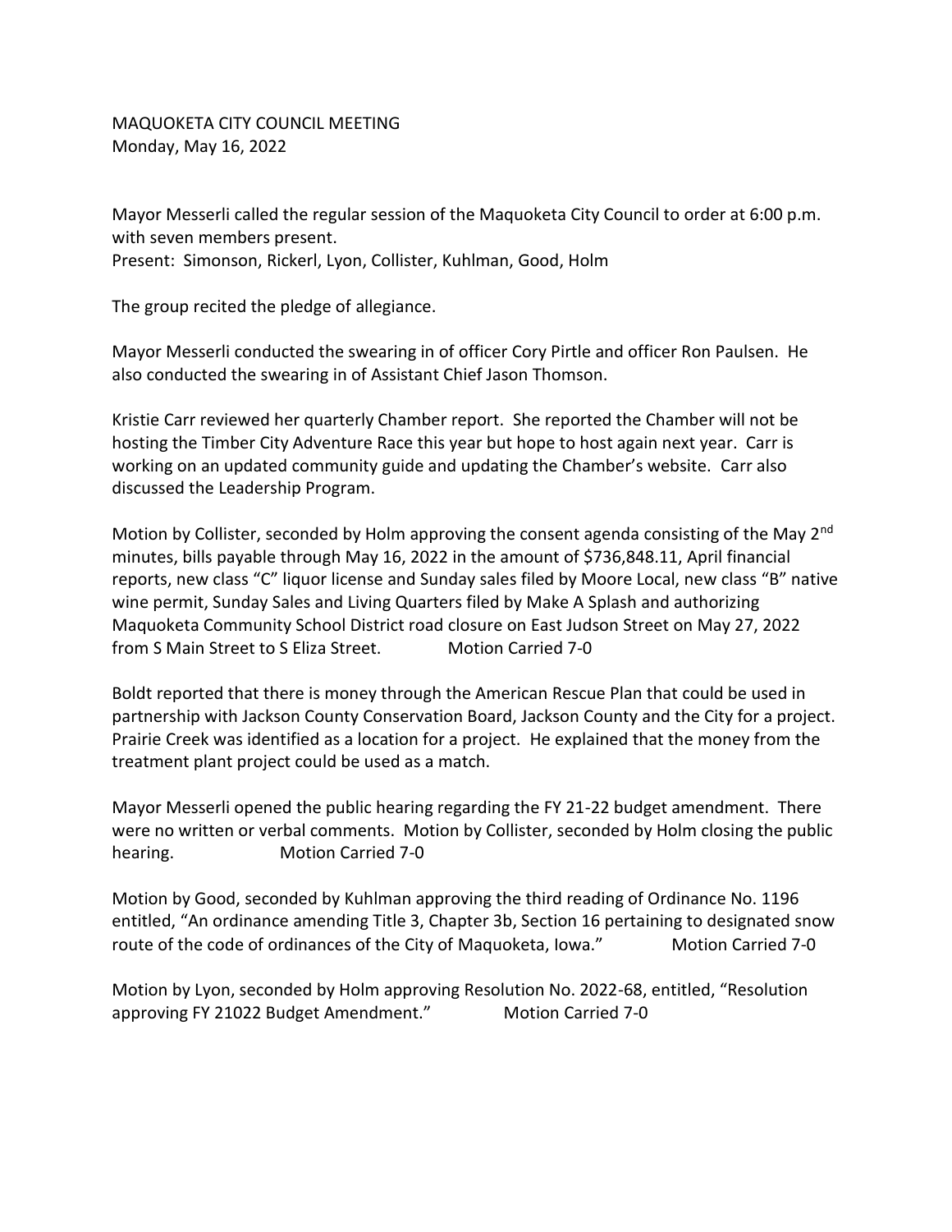MAQUOKETA CITY COUNCIL MEETING
Monday, May 16, 2022

Mayor Messerli called the regular session of the Maquoketa City Council to order at 6:00 p.m. with seven members present.
Present: Simonson, Rickerl, Lyon, Collister, Kuhlman, Good, Holm

The group recited the pledge of allegiance.

Mayor Messerli conducted the swearing in of officer Cory Pirtle and officer Ron Paulsen. He also conducted the swearing in of Assistant Chief Jason Thomson.

Kristie Carr reviewed her quarterly Chamber report. She reported the Chamber will not be hosting the Timber City Adventure Race this year but hope to host again next year. Carr is working on an updated community guide and updating the Chamber's website. Carr also discussed the Leadership Program.

Motion by Collister, seconded by Holm approving the consent agenda consisting of the May 2nd minutes, bills payable through May 16, 2022 in the amount of $736,848.11, April financial reports, new class "C" liquor license and Sunday sales filed by Moore Local, new class "B" native wine permit, Sunday Sales and Living Quarters filed by Make A Splash and authorizing Maquoketa Community School District road closure on East Judson Street on May 27, 2022 from S Main Street to S Eliza Street. Motion Carried 7-0

Boldt reported that there is money through the American Rescue Plan that could be used in partnership with Jackson County Conservation Board, Jackson County and the City for a project. Prairie Creek was identified as a location for a project. He explained that the money from the treatment plant project could be used as a match.

Mayor Messerli opened the public hearing regarding the FY 21-22 budget amendment. There were no written or verbal comments. Motion by Collister, seconded by Holm closing the public hearing. Motion Carried 7-0

Motion by Good, seconded by Kuhlman approving the third reading of Ordinance No. 1196 entitled, "An ordinance amending Title 3, Chapter 3b, Section 16 pertaining to designated snow route of the code of ordinances of the City of Maquoketa, Iowa." Motion Carried 7-0

Motion by Lyon, seconded by Holm approving Resolution No. 2022-68, entitled, "Resolution approving FY 21022 Budget Amendment." Motion Carried 7-0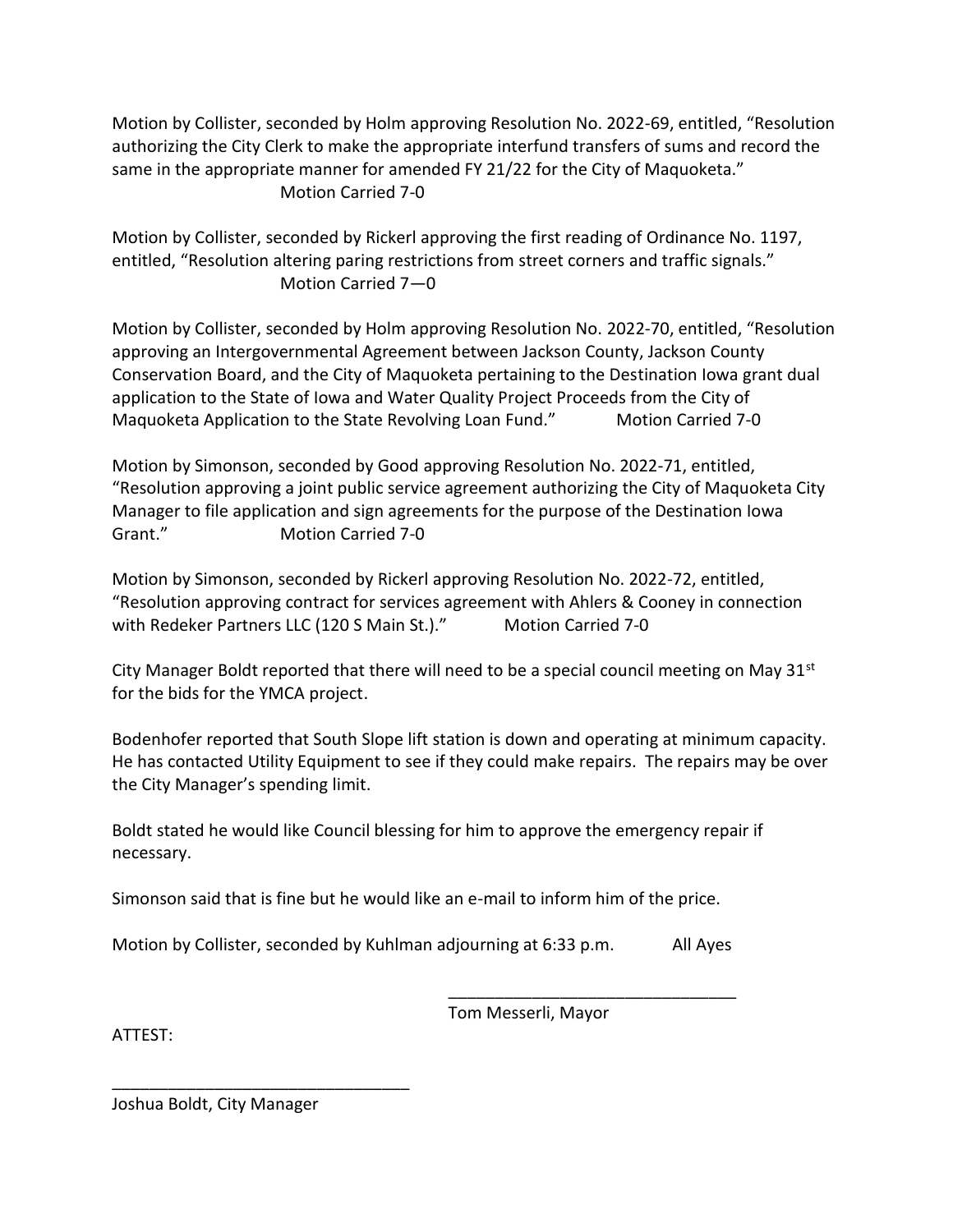Motion by Collister, seconded by Holm approving Resolution No. 2022-69, entitled, "Resolution authorizing the City Clerk to make the appropriate interfund transfers of sums and record the same in the appropriate manner for amended FY 21/22 for the City of Maquoketa."
Motion Carried 7-0

Motion by Collister, seconded by Rickerl approving the first reading of Ordinance No. 1197, entitled, "Resolution altering paring restrictions from street corners and traffic signals."
Motion Carried 7—0

Motion by Collister, seconded by Holm approving Resolution No. 2022-70, entitled, "Resolution approving an Intergovernmental Agreement between Jackson County, Jackson County Conservation Board, and the City of Maquoketa pertaining to the Destination Iowa grant dual application to the State of Iowa and Water Quality Project Proceeds from the City of Maquoketa Application to the State Revolving Loan Fund." Motion Carried 7-0

Motion by Simonson, seconded by Good approving Resolution No. 2022-71, entitled, "Resolution approving a joint public service agreement authorizing the City of Maquoketa City Manager to file application and sign agreements for the purpose of the Destination Iowa Grant." Motion Carried 7-0

Motion by Simonson, seconded by Rickerl approving Resolution No. 2022-72, entitled, "Resolution approving contract for services agreement with Ahlers & Cooney in connection with Redeker Partners LLC (120 S Main St.)." Motion Carried 7-0

City Manager Boldt reported that there will need to be a special council meeting on May 31st for the bids for the YMCA project.

Bodenhofer reported that South Slope lift station is down and operating at minimum capacity. He has contacted Utility Equipment to see if they could make repairs. The repairs may be over the City Manager's spending limit.

Boldt stated he would like Council blessing for him to approve the emergency repair if necessary.

Simonson said that is fine but he would like an e-mail to inform him of the price.

Motion by Collister, seconded by Kuhlman adjourning at 6:33 p.m. All Ayes

_______________________________
Tom Messerli, Mayor

ATTEST:

_______________________________
Joshua Boldt, City Manager